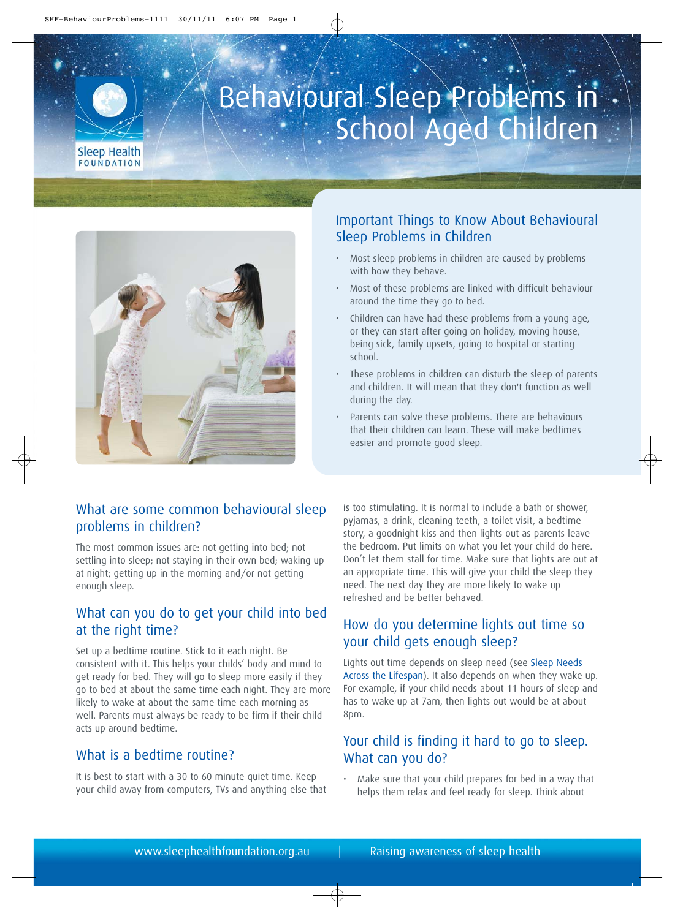# Behavioural Sleep Problems in School Aged Children

Sleep Health FOUNDATION

## Important Things to Know About Behavioural Sleep Problems in Children

- Most sleep problems in children are caused by problems with how they behave.
- Most of these problems are linked with difficult behaviour around the time they go to bed.
- Children can have had these problems from a young age, or they can start after going on holiday, moving house, being sick, family upsets, going to hospital or starting school.
- These problems in children can disturb the sleep of parents and children. It will mean that they don't function as well during the day.
- Parents can solve these problems. There are behaviours that their children can learn. These will make bedtimes easier and promote good sleep.

## What are some common behavioural sleep problems in children?

The most common issues are: not getting into bed; not settling into sleep; not staying in their own bed; waking up at night; getting up in the morning and/or not getting enough sleep.

## What can you do to get your child into bed at the right time?

Set up a bedtime routine. Stick to it each night. Be consistent with it. This helps your childs' body and mind to get ready for bed. They will go to sleep more easily if they go to bed at about the same time each night. They are more likely to wake at about the same time each morning as well. Parents must always be ready to be firm if their child acts up around bedtime.

## What is a bedtime routine?

It is best to start with a 30 to 60 minute quiet time. Keep your child away from computers, TVs and anything else that is too stimulating. It is normal to include a bath or shower, pyjamas, a drink, cleaning teeth, a toilet visit, a bedtime story, a goodnight kiss and then lights out as parents leave the bedroom. Put limits on what you let your child do here. Don't let them stall for time. Make sure that lights are out at an appropriate time. This will give your child the sleep they need. The next day they are more likely to wake up refreshed and be better behaved.

## How do you determine lights out time so your child gets enough sleep?

Lights out time depends on sleep need (see Sleep Needs Across the Lifespan). It also depends on when they wake up. For example, if your child needs about 11 hours of sleep and has to wake up at 7am, then lights out would be at about 8pm.

## Your child is finding it hard to go to sleep. What can you do?

- Make sure that your child prepares for bed in a way that helps them relax and feel ready for sleep. Think about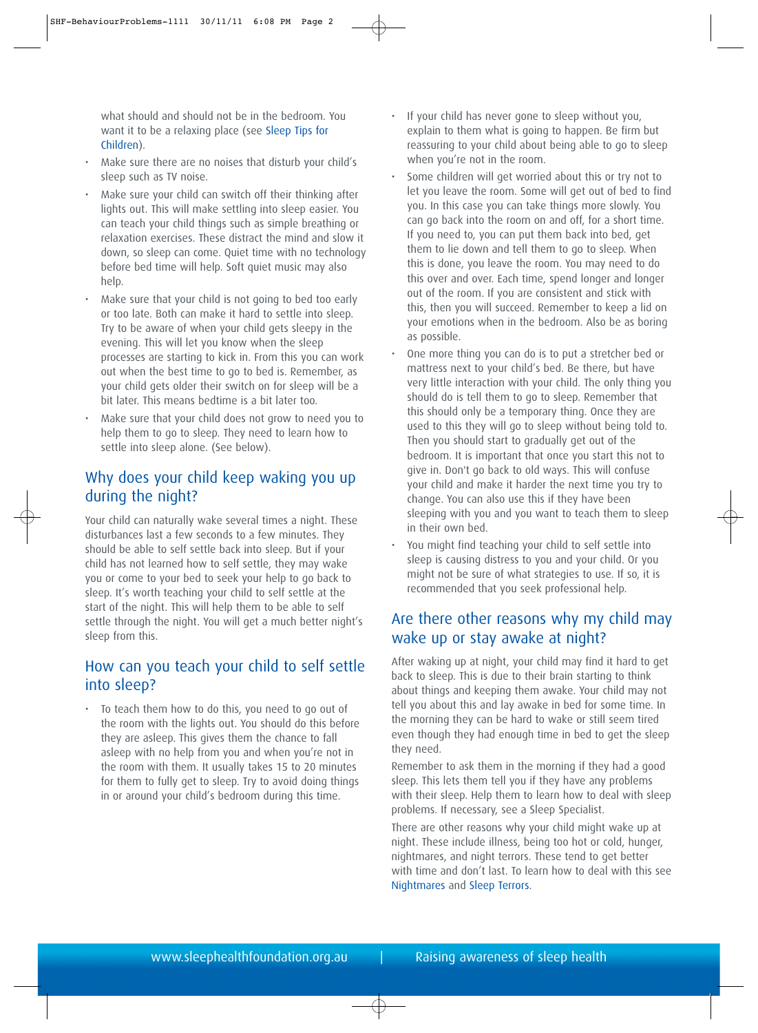what should and should not be in the bedroom. You want it to be a relaxing place (see Sleep Tips for Children).

- Make sure there are no noises that disturb your child's sleep such as TV noise.
- Make sure your child can switch off their thinking after lights out. This will make settling into sleep easier. You can teach your child things such as simple breathing or relaxation exercises. These distract the mind and slow it down, so sleep can come. Quiet time with no technology before bed time will help. Soft quiet music may also help.
- Make sure that your child is not going to bed too early or too late. Both can make it hard to settle into sleep. Try to be aware of when your child gets sleepy in the evening. This will let you know when the sleep processes are starting to kick in. From this you can work out when the best time to go to bed is. Remember, as your child gets older their switch on for sleep will be a bit later. This means bedtime is a bit later too.
- Make sure that your child does not grow to need you to help them to go to sleep. They need to learn how to settle into sleep alone. (See below).

## Why does your child keep waking you up during the night?

Your child can naturally wake several times a night. These disturbances last a few seconds to a few minutes. They should be able to self settle back into sleep. But if your child has not learned how to self settle, they may wake you or come to your bed to seek your help to go back to sleep. It's worth teaching your child to self settle at the start of the night. This will help them to be able to self settle through the night. You will get a much better night's sleep from this.

## How can you teach your child to self settle into sleep?

- To teach them how to do this, you need to go out of the room with the lights out. You should do this before they are asleep. This gives them the chance to fall asleep with no help from you and when you're not in the room with them. It usually takes 15 to 20 minutes for them to fully get to sleep. Try to avoid doing things in or around your child's bedroom during this time.
- If your child has never gone to sleep without you, explain to them what is going to happen. Be firm but reassuring to your child about being able to go to sleep when you're not in the room.
- Some children will get worried about this or try not to let you leave the room. Some will get out of bed to find you. In this case you can take things more slowly. You can go back into the room on and off, for a short time. If you need to, you can put them back into bed, get them to lie down and tell them to go to sleep. When this is done, you leave the room. You may need to do this over and over. Each time, spend longer and longer out of the room. If you are consistent and stick with this, then you will succeed. Remember to keep a lid on your emotions when in the bedroom. Also be as boring as possible.
- One more thing you can do is to put a stretcher bed or mattress next to your child's bed. Be there, but have very little interaction with your child. The only thing you should do is tell them to go to sleep. Remember that this should only be a temporary thing. Once they are used to this they will go to sleep without being told to. Then you should start to gradually get out of the bedroom. It is important that once you start this not to give in. Don't go back to old ways. This will confuse your child and make it harder the next time you try to change. You can also use this if they have been sleeping with you and you want to teach them to sleep in their own bed.
- You might find teaching your child to self settle into sleep is causing distress to you and your child. Or you might not be sure of what strategies to use. If so, it is recommended that you seek professional help.

## Are there other reasons why my child may wake up or stay awake at night?

After waking up at night, your child may find it hard to get back to sleep. This is due to their brain starting to think about things and keeping them awake. Your child may not tell you about this and lay awake in bed for some time. In the morning they can be hard to wake or still seem tired even though they had enough time in bed to get the sleep they need.

Remember to ask them in the morning if they had a good sleep. This lets them tell you if they have any problems with their sleep. Help them to learn how to deal with sleep problems. If necessary, see a Sleep Specialist.

There are other reasons why your child might wake up at night. These include illness, being too hot or cold, hunger, nightmares, and night terrors. These tend to get better with time and don't last. To learn how to deal with this see Nightmares and Sleep Terrors.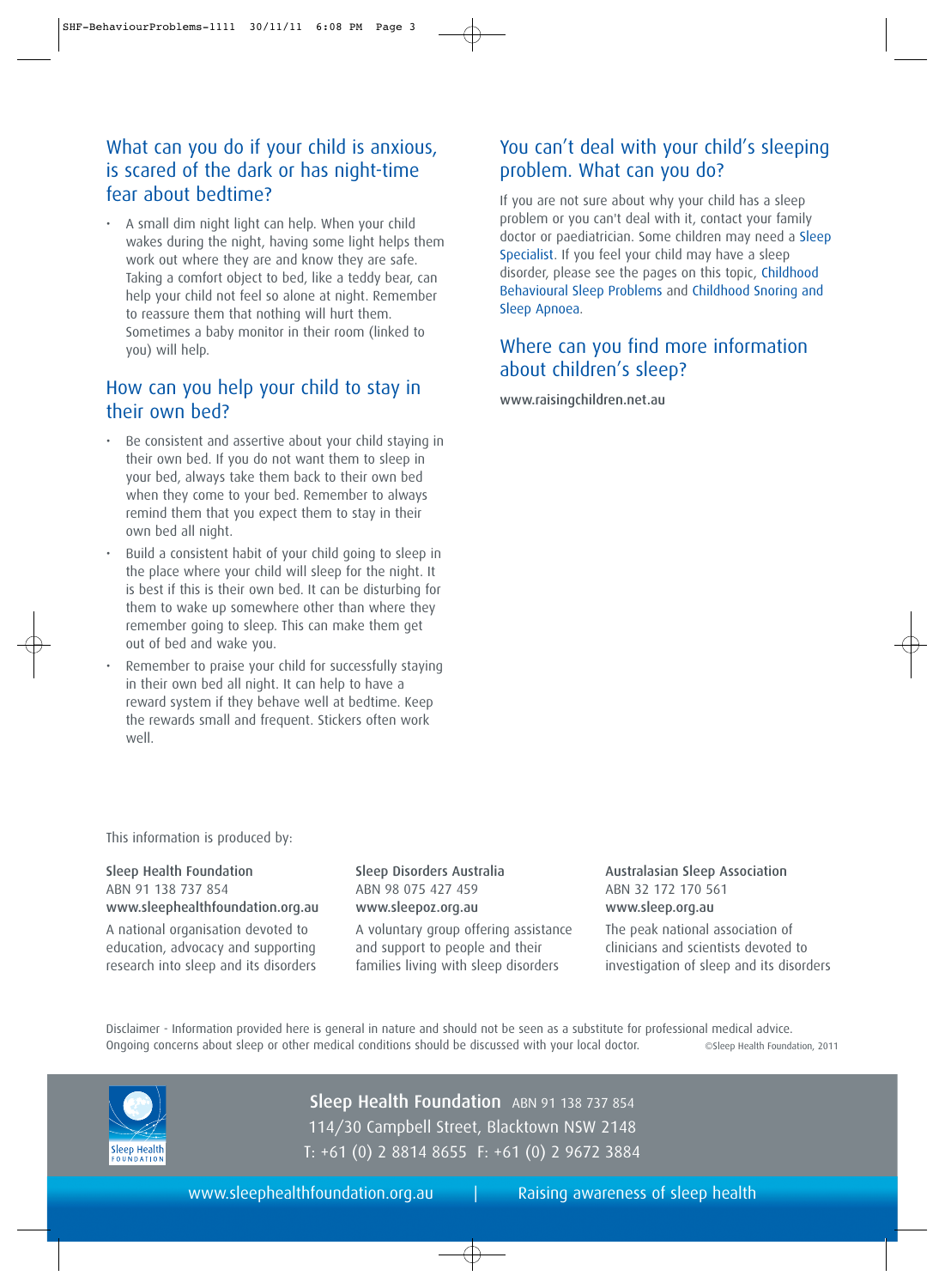## What can you do if your child is anxious, is scared of the dark or has night-time fear about bedtime?

- A small dim night light can help. When your child wakes during the night, having some light helps them work out where they are and know they are safe. Taking a comfort object to bed, like a teddy bear, can help your child not feel so alone at night. Remember to reassure them that nothing will hurt them. Sometimes a baby monitor in their room (linked to you) will help.

## How can you help your child to stay in their own bed?

- Be consistent and assertive about your child staying in their own bed. If you do not want them to sleep in your bed, always take them back to their own bed when they come to your bed. Remember to always remind them that you expect them to stay in their own bed all night.
- Build a consistent habit of your child going to sleep in the place where your child will sleep for the night. It is best if this is their own bed. It can be disturbing for them to wake up somewhere other than where they remember going to sleep. This can make them get out of bed and wake you.
- Remember to praise your child for successfully staying in their own bed all night. It can help to have a reward system if they behave well at bedtime. Keep the rewards small and frequent. Stickers often work well.

## You can't deal with your child's sleeping problem. What can you do?

If you are not sure about why your child has a sleep problem or you can't deal with it, contact your family doctor or paediatrician. Some children may need a Sleep Specialist. If you feel your child may have a sleep disorder, please see the pages on this topic, Childhood Behavioural Sleep Problems and Childhood Snoring and Sleep Apnoea.

## Where can you find more information about children's sleep?

www.raisingchildren.net.au

This information is produced by:

**Sleep Health Foundation**
ABN 91 138 737 854
**www.sleephealthfoundation.org.au**
A national organisation devoted to education, advocacy and supporting research into sleep and its disorders

**Sleep Disorders Australia**
ABN 98 075 427 459
**www.sleepoz.org.au**
A voluntary group offering assistance and support to people and their families living with sleep disorders

**Australasian Sleep Association**
ABN 32 172 170 561
**www.sleep.org.au**
The peak national association of clinicians and scientists devoted to investigation of sleep and its disorders

Disclaimer - Information provided here is general in nature and should not be seen as a substitute for professional medical advice. Ongoing concerns about sleep or other medical conditions should be discussed with your local doctor. ©Sleep Health Foundation, 2011

**Sleep Health Foundation** ABN 91 138 737 854
114/30 Campbell Street, Blacktown NSW 2148
T: +61 (0) 2 8814 8655 F: +61 (0) 2 9672 3884

www.sleephealthfoundation.org.au | Raising awareness of sleep health